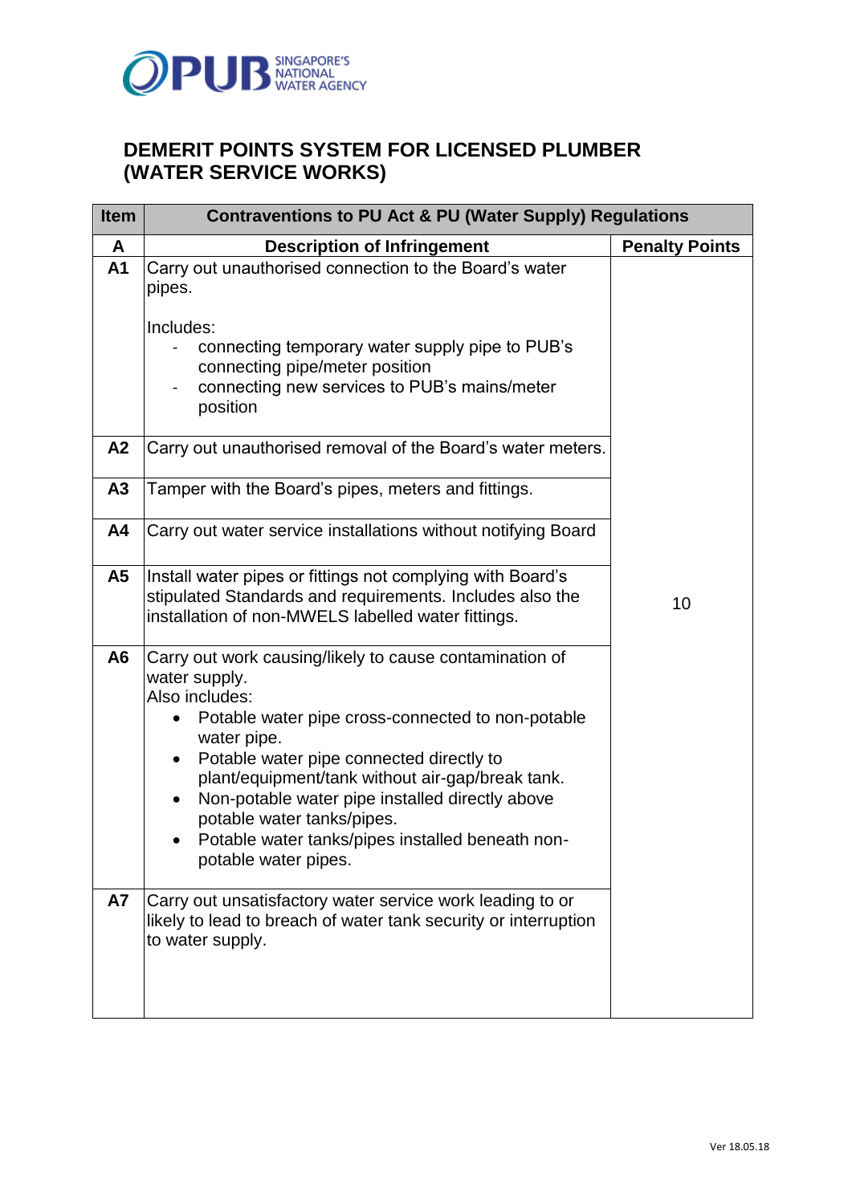# DEMERIT POINTS SYSTEM FOR LICENSED PLUMBER (WATER SERVICE WORKS)

| Item | Contraventions to PU Act & PU (Water Supply) Regulations | |
|---|---|---|
| **A** | **Description of Infringement** | **Penalty Points** |
| **A1** | Carry out unauthorised connection to the Board's water pipes.<br><br>Includes:<br>- connecting temporary water supply pipe to PUB's connecting pipe/meter position<br>- connecting new services to PUB's mains/meter position | 10 |
| **A2** | Carry out unauthorised removal of the Board's water meters. | 10 |
| **A3** | Tamper with the Board's pipes, meters and fittings. | 10 |
| **A4** | Carry out water service installations without notifying Board | 10 |
| **A5** | Install water pipes or fittings not complying with Board's stipulated Standards and requirements. Includes also the installation of non-MWELS labelled water fittings. | 10 |
| **A6** | Carry out work causing/likely to cause contamination of water supply.<br>Also includes:<br>• Potable water pipe cross-connected to non-potable water pipe.<br>• Potable water pipe connected directly to plant/equipment/tank without air-gap/break tank.<br>• Non-potable water pipe installed directly above potable water tanks/pipes.<br>• Potable water tanks/pipes installed beneath non-potable water pipes. | 10 |
| **A7** | Carry out unsatisfactory water service work leading to or likely to lead to breach of water tank security or interruption to water supply. | 10 |

Ver 18.05.18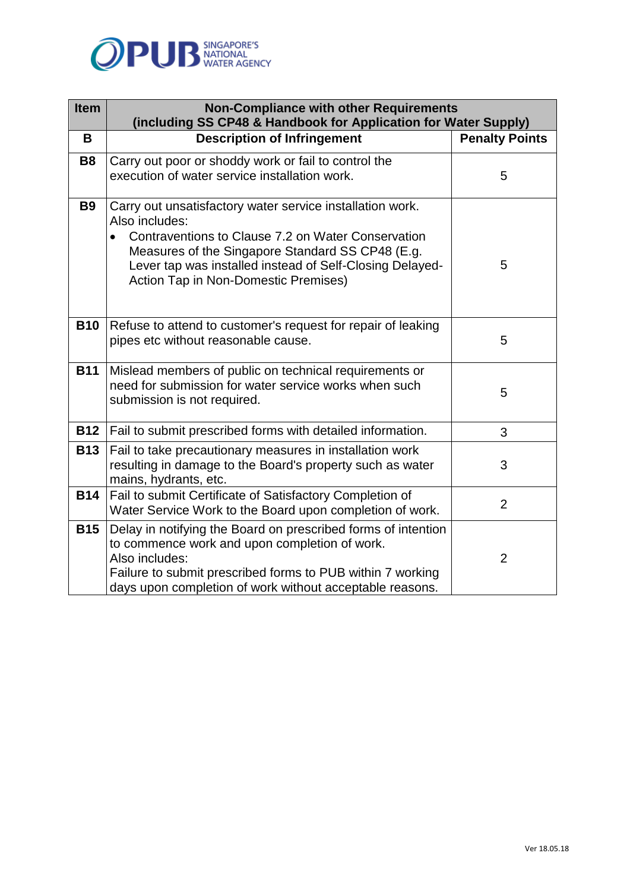| Item | Non-Compliance with other Requirements (including SS CP48 & Handbook for Application for Water Supply) | |
|---|---|---|
| **B** | **Description of Infringement** | **Penalty Points** |
| **B8** | Carry out poor or shoddy work or fail to control the execution of water service installation work. | 5 |
| **B9** | Carry out unsatisfactory water service installation work. Also includes: <br>• Contraventions to Clause 7.2 on Water Conservation Measures of the Singapore Standard SS CP48 (E.g. Lever tap was installed instead of Self-Closing Delayed-Action Tap in Non-Domestic Premises) | 5 |
| **B10** | Refuse to attend to customer's request for repair of leaking pipes etc without reasonable cause. | 5 |
| **B11** | Mislead members of public on technical requirements or need for submission for water service works when such submission is not required. | 5 |
| **B12** | Fail to submit prescribed forms with detailed information. | 3 |
| **B13** | Fail to take precautionary measures in installation work resulting in damage to the Board's property such as water mains, hydrants, etc. | 3 |
| **B14** | Fail to submit Certificate of Satisfactory Completion of Water Service Work to the Board upon completion of work. | 2 |
| **B15** | Delay in notifying the Board on prescribed forms of intention to commence work and upon completion of work. Also includes: Failure to submit prescribed forms to PUB within 7 working days upon completion of work without acceptable reasons. | 2 |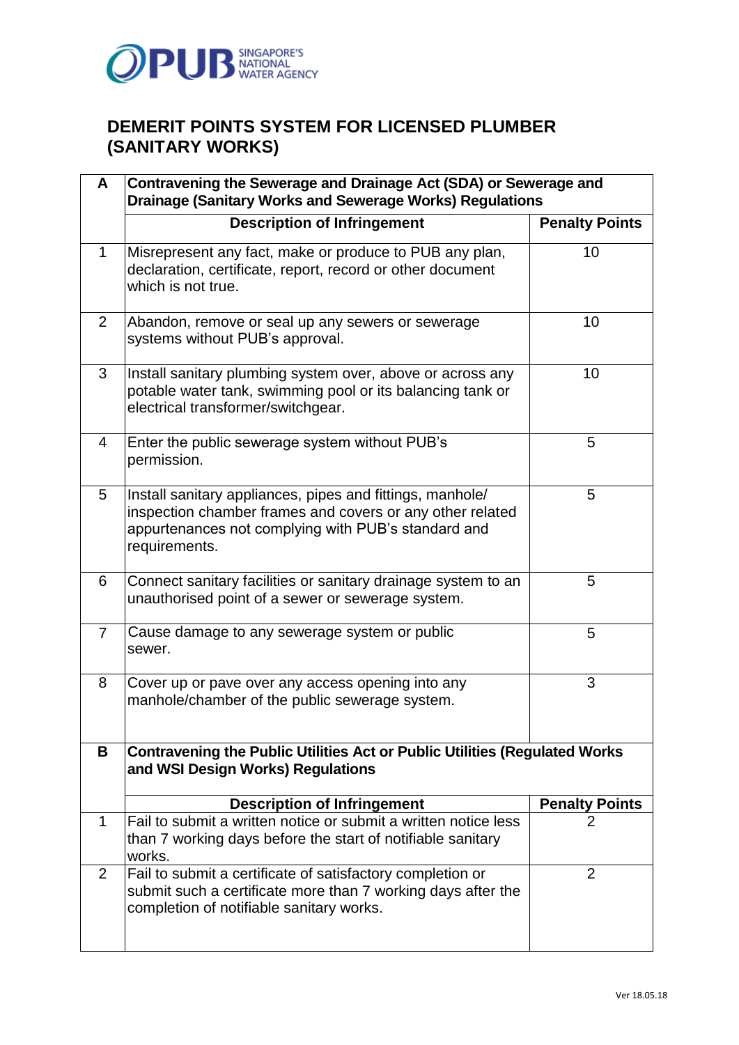# DEMERIT POINTS SYSTEM FOR LICENSED PLUMBER (SANITARY WORKS)

| A | Contravening the Sewerage and Drainage Act (SDA) or Sewerage and Drainage (Sanitary Works and Sewerage Works) Regulations | |
|---|---|---|
| | **Description of Infringement** | **Penalty Points** |
| 1 | Misrepresent any fact, make or produce to PUB any plan, declaration, certificate, report, record or other document which is not true. | 10 |
| 2 | Abandon, remove or seal up any sewers or sewerage systems without PUB's approval. | 10 |
| 3 | Install sanitary plumbing system over, above or across any potable water tank, swimming pool or its balancing tank or electrical transformer/switchgear. | 10 |
| 4 | Enter the public sewerage system without PUB's permission. | 5 |
| 5 | Install sanitary appliances, pipes and fittings, manhole/ inspection chamber frames and covers or any other related appurtenances not complying with PUB's standard and requirements. | 5 |
| 6 | Connect sanitary facilities or sanitary drainage system to an unauthorised point of a sewer or sewerage system. | 5 |
| 7 | Cause damage to any sewerage system or public sewer. | 5 |
| 8 | Cover up or pave over any access opening into any manhole/chamber of the public sewerage system. | 3 |
| **B** | **Contravening the Public Utilities Act or Public Utilities (Regulated Works and WSI Design Works) Regulations** | |
| | **Description of Infringement** | **Penalty Points** |
| 1 | Fail to submit a written notice or submit a written notice less than 7 working days before the start of notifiable sanitary works. | 2 |
| 2 | Fail to submit a certificate of satisfactory completion or submit such a certificate more than 7 working days after the completion of notifiable sanitary works. | 2 |

Ver 18.05.18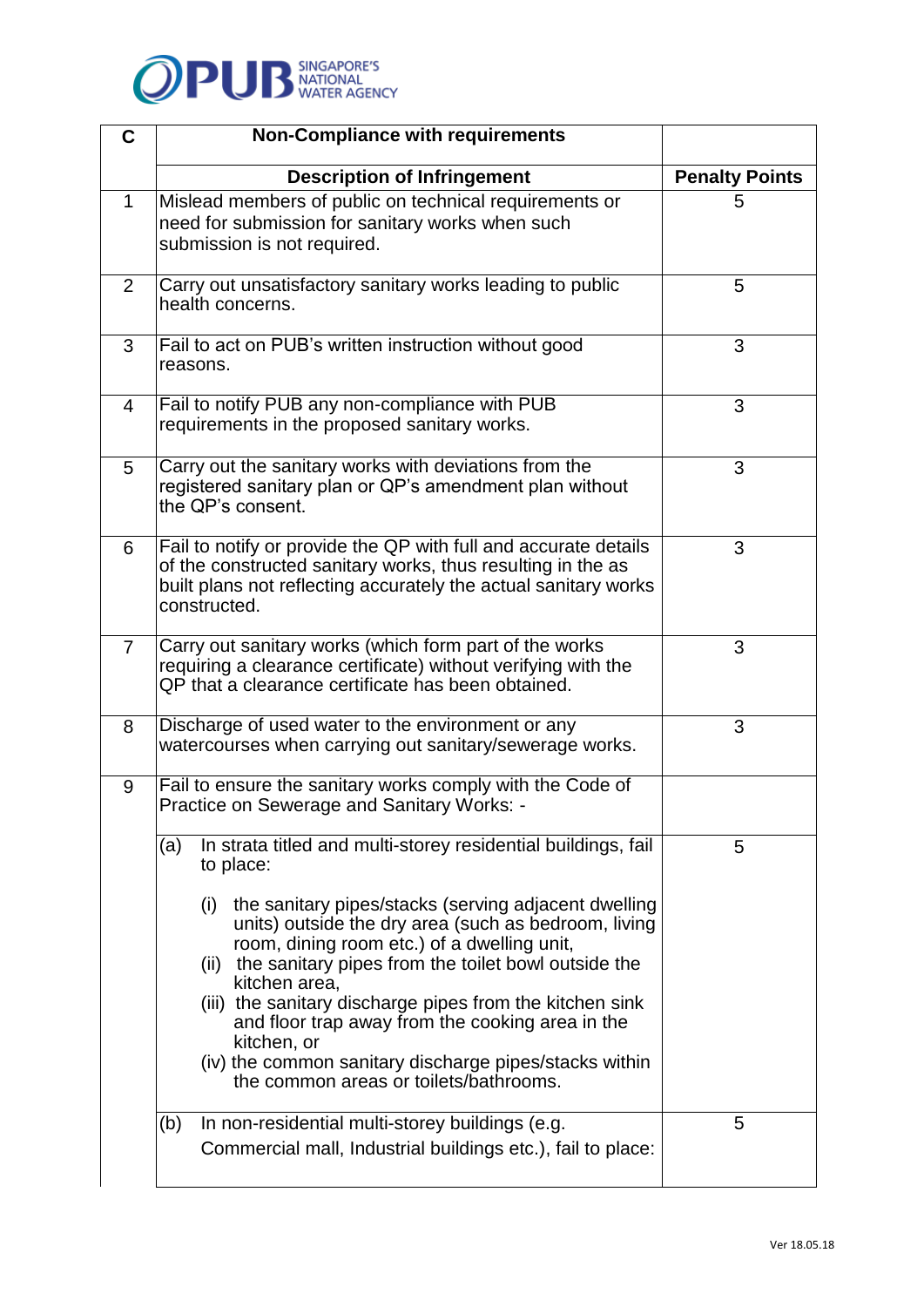| C | Non-Compliance with requirements | |
|---|---|---|
| | **Description of Infringement** | **Penalty Points** |
| 1 | Mislead members of public on technical requirements or need for submission for sanitary works when such submission is not required. | 5 |
| 2 | Carry out unsatisfactory sanitary works leading to public health concerns. | 5 |
| 3 | Fail to act on PUB's written instruction without good reasons. | 3 |
| 4 | Fail to notify PUB any non-compliance with PUB requirements in the proposed sanitary works. | 3 |
| 5 | Carry out the sanitary works with deviations from the registered sanitary plan or QP's amendment plan without the QP's consent. | 3 |
| 6 | Fail to notify or provide the QP with full and accurate details of the constructed sanitary works, thus resulting in the as built plans not reflecting accurately the actual sanitary works constructed. | 3 |
| 7 | Carry out sanitary works (which form part of the works requiring a clearance certificate) without verifying with the QP that a clearance certificate has been obtained. | 3 |
| 8 | Discharge of used water to the environment or any watercourses when carrying out sanitary/sewerage works. | 3 |
| 9 | Fail to ensure the sanitary works comply with the Code of Practice on Sewerage and Sanitary Works: - | |
| | (a) In strata titled and multi-storey residential buildings, fail to place:<br><br>(i) the sanitary pipes/stacks (serving adjacent dwelling units) outside the dry area (such as bedroom, living room, dining room etc.) of a dwelling unit,<br>(ii) the sanitary pipes from the toilet bowl outside the kitchen area,<br>(iii) the sanitary discharge pipes from the kitchen sink and floor trap away from the cooking area in the kitchen, or<br>(iv) the common sanitary discharge pipes/stacks within the common areas or toilets/bathrooms. | 5 |
| | (b) In non-residential multi-storey buildings (e.g. Commercial mall, Industrial buildings etc.), fail to place: | 5 |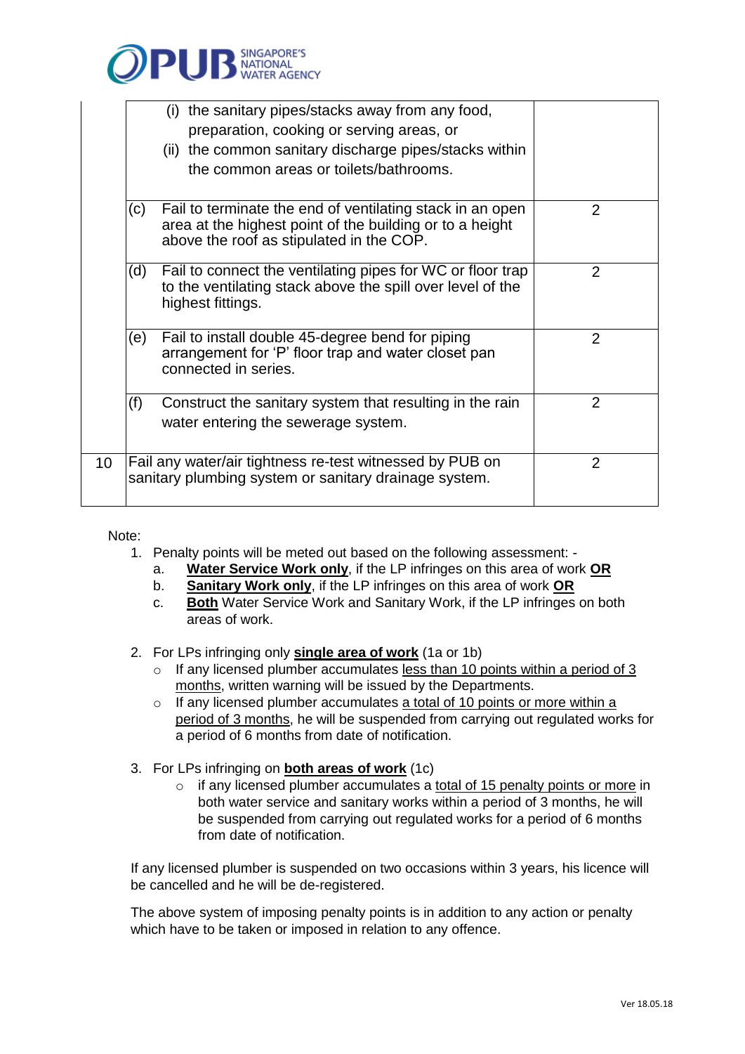| | | | |
|---|---|---|---|
| | | (i) the sanitary pipes/stacks away from any food, preparation, cooking or serving areas, or<br>(ii) the common sanitary discharge pipes/stacks within the common areas or toilets/bathrooms. | |
| | (c) | Fail to terminate the end of ventilating stack in an open area at the highest point of the building or to a height above the roof as stipulated in the COP. | 2 |
| | (d) | Fail to connect the ventilating pipes for WC or floor trap to the ventilating stack above the spill over level of the highest fittings. | 2 |
| | (e) | Fail to install double 45-degree bend for piping arrangement for 'P' floor trap and water closet pan connected in series. | 2 |
| | (f) | Construct the sanitary system that resulting in the rain water entering the sewerage system. | 2 |
| 10 | Fail any water/air tightness re-test witnessed by PUB on sanitary plumbing system or sanitary drainage system. | | 2 |

Note:

1. Penalty points will be meted out based on the following assessment: -
   a. **Water Service Work only**, if the LP infringes on this area of work **OR**
   b. **Sanitary Work only**, if the LP infringes on this area of work **OR**
   c. **Both** Water Service Work and Sanitary Work, if the LP infringes on both areas of work.

2. For LPs infringing only **single area of work** (1a or 1b)
   - If any licensed plumber accumulates less than 10 points within a period of 3 months, written warning will be issued by the Departments.
   - If any licensed plumber accumulates a total of 10 points or more within a period of 3 months, he will be suspended from carrying out regulated works for a period of 6 months from date of notification.

3. For LPs infringing on **both areas of work** (1c)
   - if any licensed plumber accumulates a total of 15 penalty points or more in both water service and sanitary works within a period of 3 months, he will be suspended from carrying out regulated works for a period of 6 months from date of notification.

If any licensed plumber is suspended on two occasions within 3 years, his licence will be cancelled and he will be de-registered.

The above system of imposing penalty points is in addition to any action or penalty which have to be taken or imposed in relation to any offence.